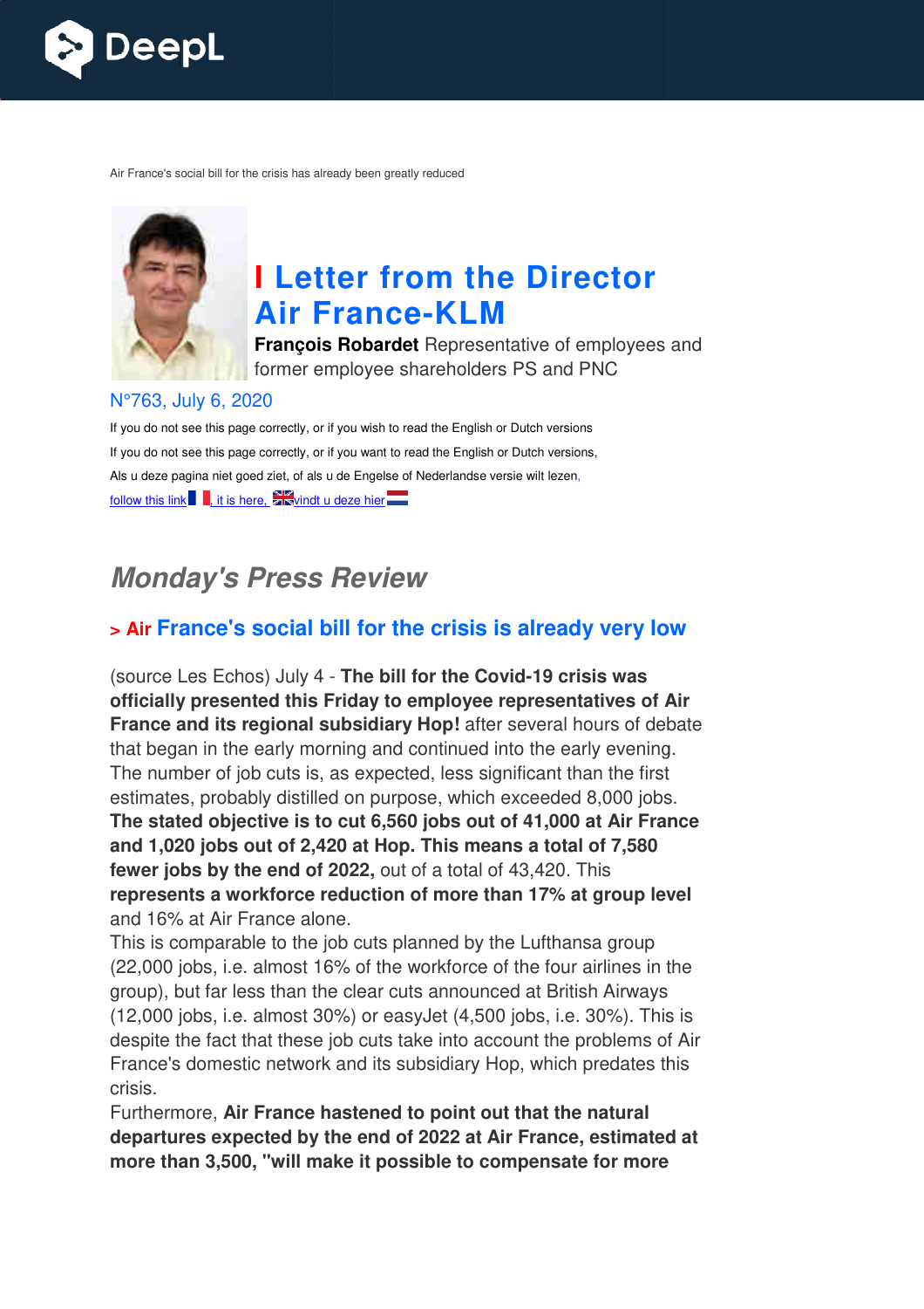Air France's social bill for the crisis has already been greatly reduced

# I Letter from the Director Air France-KLM

**François Robardet** Representative of employees and former employee shareholders PS and PNC

N°763, July 6, 2020

If you do not see this page correctly, or if you wish to read the English or Dutch versions

If you do not see this page correctly, or if you want to read the English or Dutch versions,

Als u deze pagina niet goed ziet, of als u de Engelse of Nederlandse versie wilt lezen,

follow this link, it is here, vindt u deze hier

## *Monday's Press Review*

### > Air France's social bill for the crisis is already very low

(source Les Echos) July 4 - **The bill for the Covid-19 crisis was officially presented this Friday to employee representatives of Air France and its regional subsidiary Hop!** after several hours of debate that began in the early morning and continued into the early evening. The number of job cuts is, as expected, less significant than the first estimates, probably distilled on purpose, which exceeded 8,000 jobs. **The stated objective is to cut 6,560 jobs out of 41,000 at Air France and 1,020 jobs out of 2,420 at Hop. This means a total of 7,580 fewer jobs by the end of 2022,** out of a total of 43,420. This **represents a workforce reduction of more than 17% at group level** and 16% at Air France alone.

This is comparable to the job cuts planned by the Lufthansa group (22,000 jobs, i.e. almost 16% of the workforce of the four airlines in the group), but far less than the clear cuts announced at British Airways (12,000 jobs, i.e. almost 30%) or easyJet (4,500 jobs, i.e. 30%). This is despite the fact that these job cuts take into account the problems of Air France's domestic network and its subsidiary Hop, which predates this crisis.

Furthermore, **Air France hastened to point out that the natural departures expected by the end of 2022 at Air France, estimated at more than 3,500, "will make it possible to compensate for more**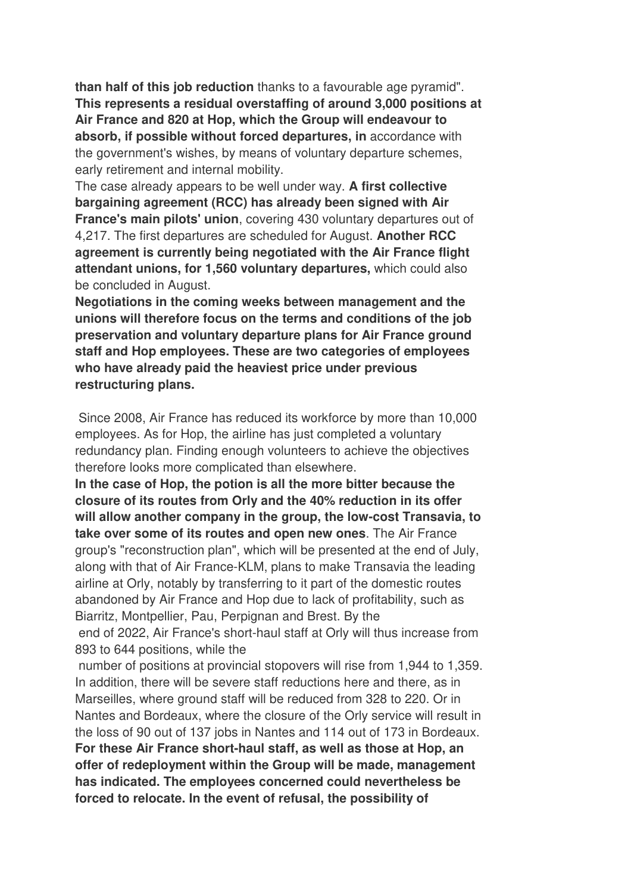**than half of this job reduction** thanks to a favourable age pyramid". **This represents a residual overstaffing of around 3,000 positions at Air France and 820 at Hop, which the Group will endeavour to absorb, if possible without forced departures, in** accordance with the government's wishes, by means of voluntary departure schemes, early retirement and internal mobility.

The case already appears to be well under way. **A first collective bargaining agreement (RCC) has already been signed with Air France's main pilots' union**, covering 430 voluntary departures out of 4,217. The first departures are scheduled for August. **Another RCC agreement is currently being negotiated with the Air France flight attendant unions, for 1,560 voluntary departures,** which could also be concluded in August.

**Negotiations in the coming weeks between management and the unions will therefore focus on the terms and conditions of the job preservation and voluntary departure plans for Air France ground staff and Hop employees. These are two categories of employees who have already paid the heaviest price under previous restructuring plans.**

Since 2008, Air France has reduced its workforce by more than 10,000 employees. As for Hop, the airline has just completed a voluntary redundancy plan. Finding enough volunteers to achieve the objectives therefore looks more complicated than elsewhere.

**In the case of Hop, the potion is all the more bitter because the closure of its routes from Orly and the 40% reduction in its offer will allow another company in the group, the low-cost Transavia, to take over some of its routes and open new ones**. The Air France group's "reconstruction plan", which will be presented at the end of July, along with that of Air France-KLM, plans to make Transavia the leading airline at Orly, notably by transferring to it part of the domestic routes abandoned by Air France and Hop due to lack of profitability, such as Biarritz, Montpellier, Pau, Perpignan and Brest. By the end of 2022, Air France's short-haul staff at Orly will thus increase from 893 to 644 positions, while the number of positions at provincial stopovers will rise from 1,944 to 1,359. In addition, there will be severe staff reductions here and there, as in Marseilles, where ground staff will be reduced from 328 to 220. Or in Nantes and Bordeaux, where the closure of the Orly service will result in the loss of 90 out of 137 jobs in Nantes and 114 out of 173 in Bordeaux.

**For these Air France short-haul staff, as well as those at Hop, an offer of redeployment within the Group will be made, management has indicated. The employees concerned could nevertheless be forced to relocate. In the event of refusal, the possibility of**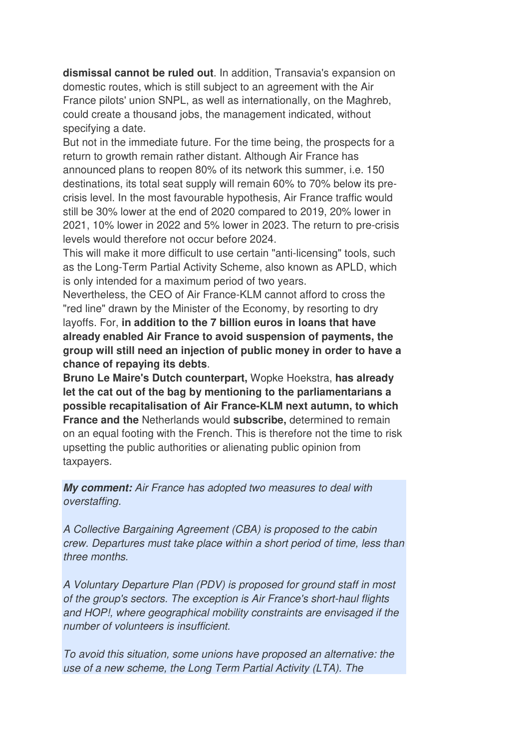**dismissal cannot be ruled out**. In addition, Transavia's expansion on domestic routes, which is still subject to an agreement with the Air France pilots' union SNPL, as well as internationally, on the Maghreb, could create a thousand jobs, the management indicated, without specifying a date.

But not in the immediate future. For the time being, the prospects for a return to growth remain rather distant. Although Air France has announced plans to reopen 80% of its network this summer, i.e. 150 destinations, its total seat supply will remain 60% to 70% below its pre-crisis level. In the most favourable hypothesis, Air France traffic would still be 30% lower at the end of 2020 compared to 2019, 20% lower in 2021, 10% lower in 2022 and 5% lower in 2023. The return to pre-crisis levels would therefore not occur before 2024.

This will make it more difficult to use certain "anti-licensing" tools, such as the Long-Term Partial Activity Scheme, also known as APLD, which is only intended for a maximum period of two years.

Nevertheless, the CEO of Air France-KLM cannot afford to cross the "red line" drawn by the Minister of the Economy, by resorting to dry layoffs. For, **in addition to the 7 billion euros in loans that have already enabled Air France to avoid suspension of payments, the group will still need an injection of public money in order to have a chance of repaying its debts**.

**Bruno Le Maire's Dutch counterpart,** Wopke Hoekstra, **has already let the cat out of the bag by mentioning to the parliamentarians a possible recapitalisation of Air France-KLM next autumn, to which France and the** Netherlands would **subscribe,** determined to remain on an equal footing with the French. This is therefore not the time to risk upsetting the public authorities or alienating public opinion from taxpayers.

***My comment:*** *Air France has adopted two measures to deal with overstaffing.*

*A Collective Bargaining Agreement (CBA) is proposed to the cabin crew. Departures must take place within a short period of time, less than three months.*

*A Voluntary Departure Plan (PDV) is proposed for ground staff in most of the group's sectors. The exception is Air France's short-haul flights and HOP!, where geographical mobility constraints are envisaged if the number of volunteers is insufficient.*

*To avoid this situation, some unions have proposed an alternative: the use of a new scheme, the Long Term Partial Activity (LTA). The*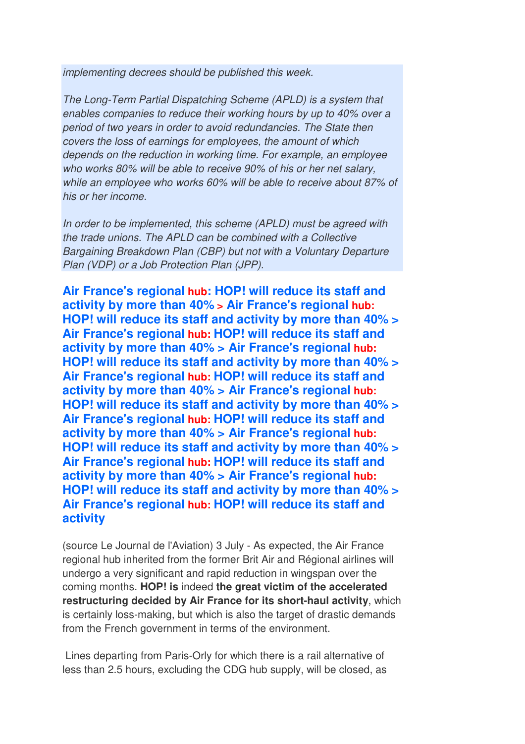*implementing decrees should be published this week.*

*The Long-Term Partial Dispatching Scheme (APLD) is a system that enables companies to reduce their working hours by up to 40% over a period of two years in order to avoid redundancies. The State then covers the loss of earnings for employees, the amount of which depends on the reduction in working time. For example, an employee who works 80% will be able to receive 90% of his or her net salary, while an employee who works 60% will be able to receive about 87% of his or her income.*

*In order to be implemented, this scheme (APLD) must be agreed with the trade unions. The APLD can be combined with a Collective Bargaining Breakdown Plan (CBP) but not with a Voluntary Departure Plan (VDP) or a Job Protection Plan (JPP).*

**Air France's regional hub: HOP! will reduce its staff and activity by more than 40% > Air France's regional hub: HOP! will reduce its staff and activity by more than 40% > Air France's regional hub: HOP! will reduce its staff and activity by more than 40% > Air France's regional hub: HOP! will reduce its staff and activity by more than 40% > Air France's regional hub: HOP! will reduce its staff and activity by more than 40% > Air France's regional hub: HOP! will reduce its staff and activity by more than 40% > Air France's regional hub: HOP! will reduce its staff and activity by more than 40% > Air France's regional hub: HOP! will reduce its staff and activity by more than 40% > Air France's regional hub: HOP! will reduce its staff and activity by more than 40% > Air France's regional hub: HOP! will reduce its staff and activity by more than 40% > Air France's regional hub: HOP! will reduce its staff and activity**

(source Le Journal de l'Aviation) 3 July - As expected, the Air France regional hub inherited from the former Brit Air and Régional airlines will undergo a very significant and rapid reduction in wingspan over the coming months. **HOP! is** indeed **the great victim of the accelerated restructuring decided by Air France for its short-haul activity**, which is certainly loss-making, but which is also the target of drastic demands from the French government in terms of the environment.

Lines departing from Paris-Orly for which there is a rail alternative of less than 2.5 hours, excluding the CDG hub supply, will be closed, as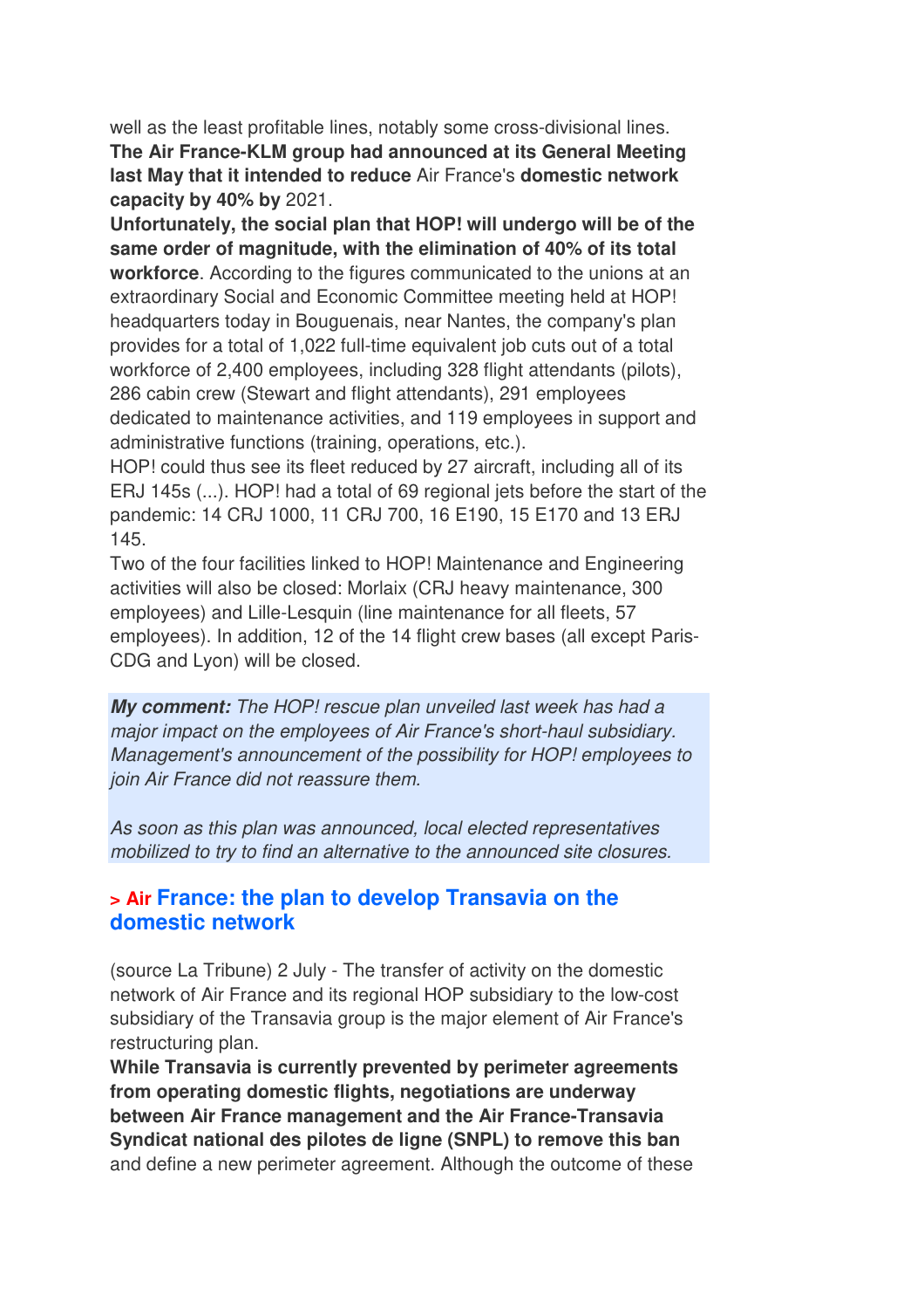well as the least profitable lines, notably some cross-divisional lines. **The Air France-KLM group had announced at its General Meeting last May that it intended to reduce** Air France's **domestic network capacity by 40% by** 2021.

**Unfortunately, the social plan that HOP! will undergo will be of the same order of magnitude, with the elimination of 40% of its total workforce**. According to the figures communicated to the unions at an extraordinary Social and Economic Committee meeting held at HOP! headquarters today in Bouguenais, near Nantes, the company's plan provides for a total of 1,022 full-time equivalent job cuts out of a total workforce of 2,400 employees, including 328 flight attendants (pilots), 286 cabin crew (Stewart and flight attendants), 291 employees dedicated to maintenance activities, and 119 employees in support and administrative functions (training, operations, etc.).

HOP! could thus see its fleet reduced by 27 aircraft, including all of its ERJ 145s (...). HOP! had a total of 69 regional jets before the start of the pandemic: 14 CRJ 1000, 11 CRJ 700, 16 E190, 15 E170 and 13 ERJ 145.

Two of the four facilities linked to HOP! Maintenance and Engineering activities will also be closed: Morlaix (CRJ heavy maintenance, 300 employees) and Lille-Lesquin (line maintenance for all fleets, 57 employees). In addition, 12 of the 14 flight crew bases (all except Paris-CDG and Lyon) will be closed.

***My comment:*** *The HOP! rescue plan unveiled last week has had a major impact on the employees of Air France's short-haul subsidiary. Management's announcement of the possibility for HOP! employees to join Air France did not reassure them.*

*As soon as this plan was announced, local elected representatives mobilized to try to find an alternative to the announced site closures.*

## > Air France: the plan to develop Transavia on the domestic network

(source La Tribune) 2 July - The transfer of activity on the domestic network of Air France and its regional HOP subsidiary to the low-cost subsidiary of the Transavia group is the major element of Air France's restructuring plan.

**While Transavia is currently prevented by perimeter agreements from operating domestic flights, negotiations are underway between Air France management and the Air France-Transavia Syndicat national des pilotes de ligne (SNPL) to remove this ban** and define a new perimeter agreement. Although the outcome of these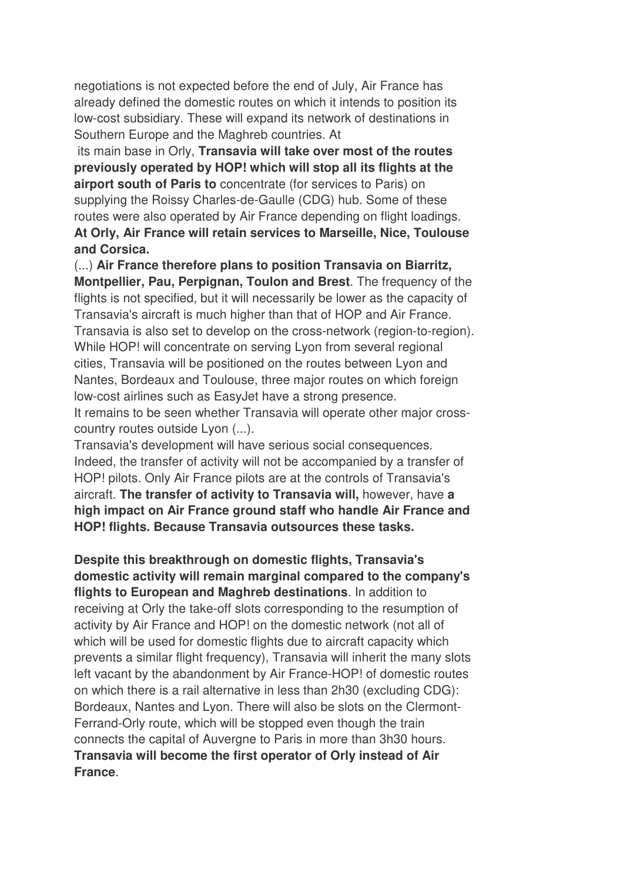negotiations is not expected before the end of July, Air France has already defined the domestic routes on which it intends to position its low-cost subsidiary. These will expand its network of destinations in Southern Europe and the Maghreb countries. At its main base in Orly, **Transavia will take over most of the routes previously operated by HOP! which will stop all its flights at the airport south of Paris to** concentrate (for services to Paris) on supplying the Roissy Charles-de-Gaulle (CDG) hub. Some of these routes were also operated by Air France depending on flight loadings. **At Orly, Air France will retain services to Marseille, Nice, Toulouse and Corsica.**

(...) **Air France therefore plans to position Transavia on Biarritz, Montpellier, Pau, Perpignan, Toulon and Brest**. The frequency of the flights is not specified, but it will necessarily be lower as the capacity of Transavia's aircraft is much higher than that of HOP and Air France. Transavia is also set to develop on the cross-network (region-to-region). While HOP! will concentrate on serving Lyon from several regional cities, Transavia will be positioned on the routes between Lyon and Nantes, Bordeaux and Toulouse, three major routes on which foreign low-cost airlines such as EasyJet have a strong presence.

It remains to be seen whether Transavia will operate other major cross-country routes outside Lyon (...).

Transavia's development will have serious social consequences. Indeed, the transfer of activity will not be accompanied by a transfer of HOP! pilots. Only Air France pilots are at the controls of Transavia's aircraft. **The transfer of activity to Transavia will,** however, have **a high impact on Air France ground staff who handle Air France and HOP! flights. Because Transavia outsources these tasks.**

**Despite this breakthrough on domestic flights, Transavia's domestic activity will remain marginal compared to the company's flights to European and Maghreb destinations**. In addition to receiving at Orly the take-off slots corresponding to the resumption of activity by Air France and HOP! on the domestic network (not all of which will be used for domestic flights due to aircraft capacity which prevents a similar flight frequency), Transavia will inherit the many slots left vacant by the abandonment by Air France-HOP! of domestic routes on which there is a rail alternative in less than 2h30 (excluding CDG): Bordeaux, Nantes and Lyon. There will also be slots on the Clermont-Ferrand-Orly route, which will be stopped even though the train connects the capital of Auvergne to Paris in more than 3h30 hours. **Transavia will become the first operator of Orly instead of Air France**.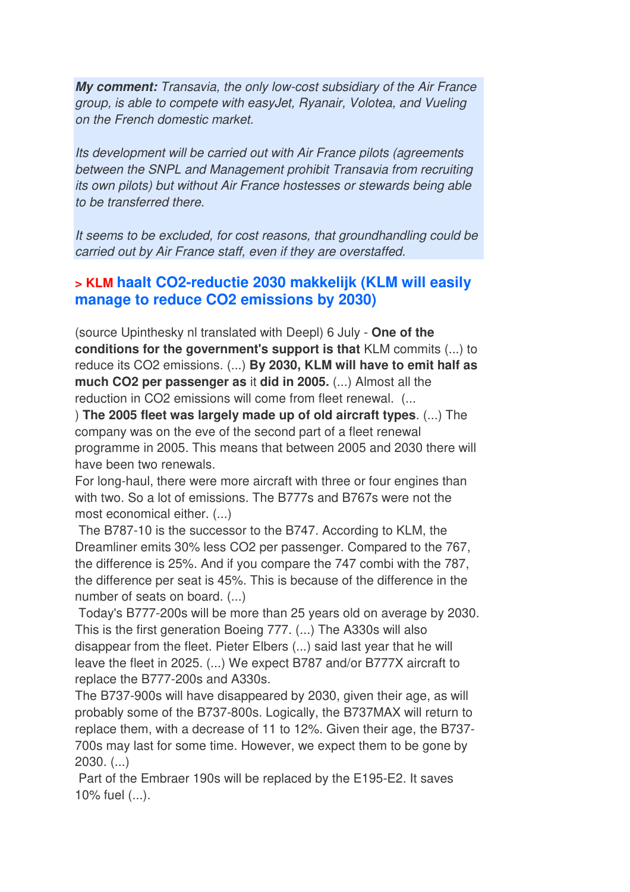***My comment:*** *Transavia, the only low-cost subsidiary of the Air France group, is able to compete with easyJet, Ryanair, Volotea, and Vueling on the French domestic market.*

*Its development will be carried out with Air France pilots (agreements between the SNPL and Management prohibit Transavia from recruiting its own pilots) but without Air France hostesses or stewards being able to be transferred there.*

*It seems to be excluded, for cost reasons, that groundhandling could be carried out by Air France staff, even if they are overstaffed.*

## > KLM haalt CO2-reductie 2030 makkelijk (KLM will easily manage to reduce CO2 emissions by 2030)

(source Upinthesky nl translated with Deepl) 6 July - **One of the conditions for the government's support is that** KLM commits (...) to reduce its CO2 emissions. (...) **By 2030, KLM will have to emit half as much CO2 per passenger as** it **did in 2005.** (...) Almost all the reduction in CO2 emissions will come from fleet renewal. (...) **The 2005 fleet was largely made up of old aircraft types**. (...) The company was on the eve of the second part of a fleet renewal programme in 2005. This means that between 2005 and 2030 there will have been two renewals.

For long-haul, there were more aircraft with three or four engines than with two. So a lot of emissions. The B777s and B767s were not the most economical either. (...)

The B787-10 is the successor to the B747. According to KLM, the Dreamliner emits 30% less CO2 per passenger. Compared to the 767, the difference is 25%. And if you compare the 747 combi with the 787, the difference per seat is 45%. This is because of the difference in the number of seats on board. (...)

Today's B777-200s will be more than 25 years old on average by 2030. This is the first generation Boeing 777. (...) The A330s will also disappear from the fleet. Pieter Elbers (...) said last year that he will leave the fleet in 2025. (...) We expect B787 and/or B777X aircraft to replace the B777-200s and A330s.

The B737-900s will have disappeared by 2030, given their age, as will probably some of the B737-800s. Logically, the B737MAX will return to replace them, with a decrease of 11 to 12%. Given their age, the B737-700s may last for some time. However, we expect them to be gone by 2030. (...)

Part of the Embraer 190s will be replaced by the E195-E2. It saves 10% fuel (...).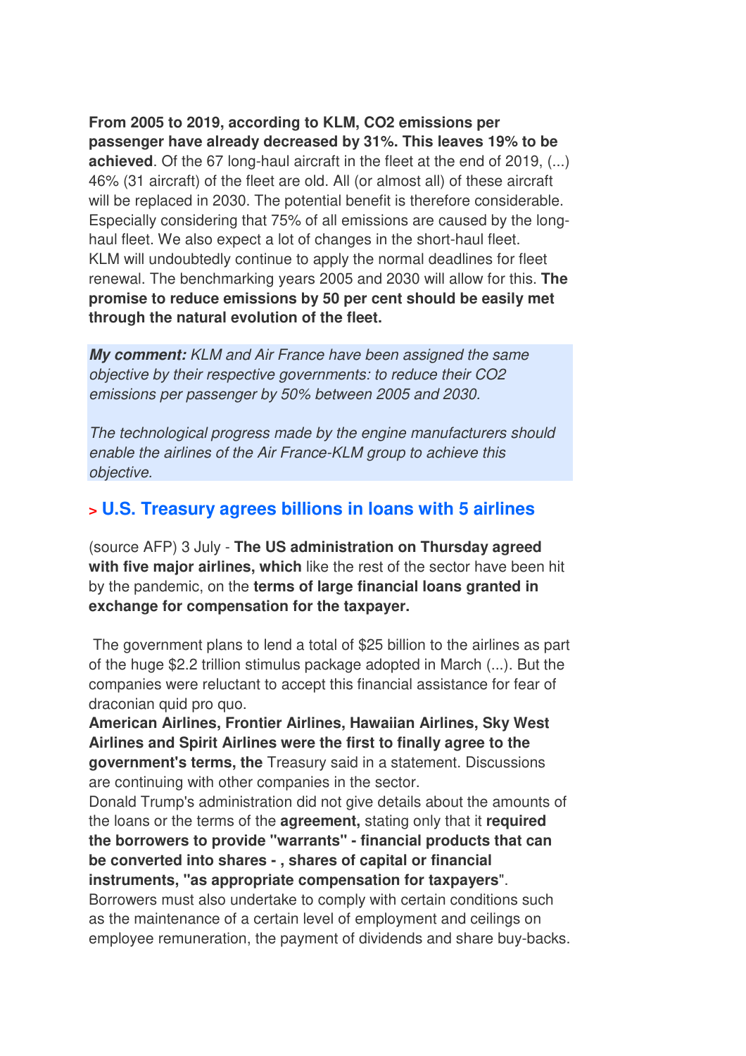**From 2005 to 2019, according to KLM, $CO_2$ emissions per passenger have already decreased by 31%. This leaves 19% to be achieved**. Of the 67 long-haul aircraft in the fleet at the end of 2019, (...) 46% (31 aircraft) of the fleet are old. All (or almost all) of these aircraft will be replaced in 2030. The potential benefit is therefore considerable. Especially considering that 75% of all emissions are caused by the long-haul fleet. We also expect a lot of changes in the short-haul fleet. KLM will undoubtedly continue to apply the normal deadlines for fleet renewal. The benchmarking years 2005 and 2030 will allow for this. **The promise to reduce emissions by 50 per cent should be easily met through the natural evolution of the fleet.**

***My comment:*** *KLM and Air France have been assigned the same objective by their respective governments: to reduce their $CO_2$ emissions per passenger by 50% between 2005 and 2030.*

*The technological progress made by the engine manufacturers should enable the airlines of the Air France-KLM group to achieve this objective.*

## > U.S. Treasury agrees billions in loans with 5 airlines

(source AFP) 3 July - **The US administration on Thursday agreed with five major airlines, which** like the rest of the sector have been hit by the pandemic, on the **terms of large financial loans granted in exchange for compensation for the taxpayer.**

The government plans to lend a total of $25 billion to the airlines as part of the huge $2.2 trillion stimulus package adopted in March (...). But the companies were reluctant to accept this financial assistance for fear of draconian quid pro quo.

**American Airlines, Frontier Airlines, Hawaiian Airlines, Sky West Airlines and Spirit Airlines were the first to finally agree to the government's terms, the** Treasury said in a statement. Discussions are continuing with other companies in the sector.

Donald Trump's administration did not give details about the amounts of the loans or the terms of the **agreement,** stating only that it **required the borrowers to provide "warrants" - financial products that can be converted into shares - , shares of capital or financial instruments, "as appropriate compensation for taxpayers**".

Borrowers must also undertake to comply with certain conditions such as the maintenance of a certain level of employment and ceilings on employee remuneration, the payment of dividends and share buy-backs.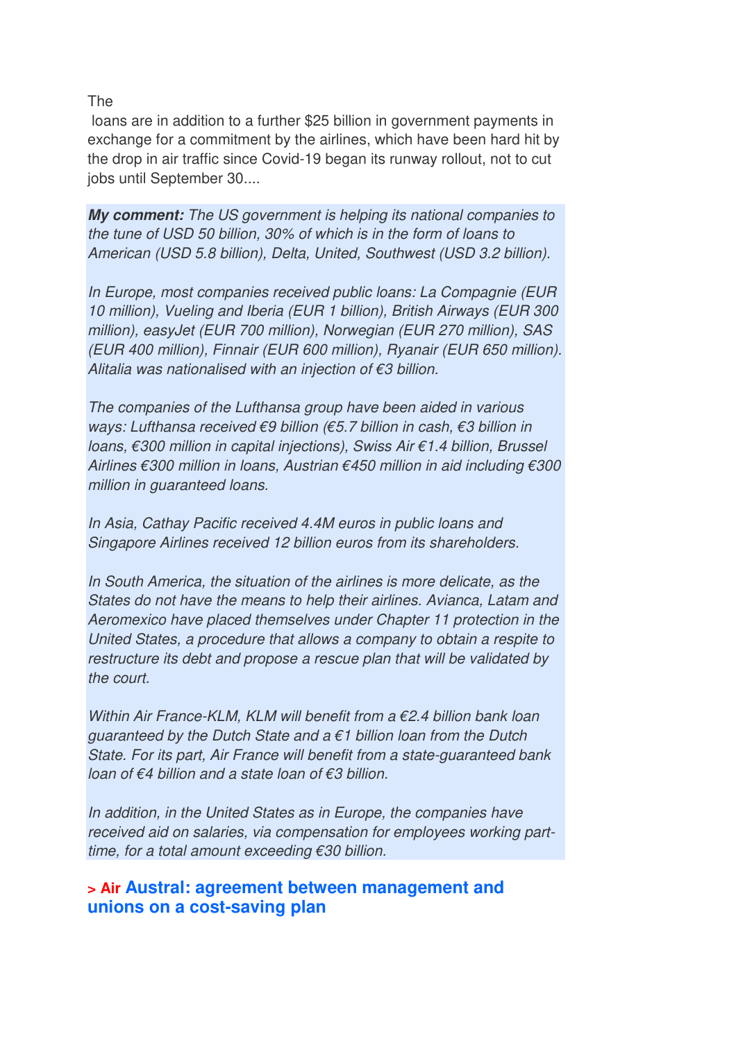The

loans are in addition to a further $25 billion in government payments in exchange for a commitment by the airlines, which have been hard hit by the drop in air traffic since Covid-19 began its runway rollout, not to cut jobs until September 30....

***My comment:*** *The US government is helping its national companies to the tune of USD 50 billion, 30% of which is in the form of loans to American (USD 5.8 billion), Delta, United, Southwest (USD 3.2 billion).*

*In Europe, most companies received public loans: La Compagnie (EUR 10 million), Vueling and Iberia (EUR 1 billion), British Airways (EUR 300 million), easyJet (EUR 700 million), Norwegian (EUR 270 million), SAS (EUR 400 million), Finnair (EUR 600 million), Ryanair (EUR 650 million). Alitalia was nationalised with an injection of €3 billion.*

*The companies of the Lufthansa group have been aided in various ways: Lufthansa received €9 billion (€5.7 billion in cash, €3 billion in loans, €300 million in capital injections), Swiss Air €1.4 billion, Brussel Airlines €300 million in loans, Austrian €450 million in aid including €300 million in guaranteed loans.*

*In Asia, Cathay Pacific received 4.4M euros in public loans and Singapore Airlines received 12 billion euros from its shareholders.*

*In South America, the situation of the airlines is more delicate, as the States do not have the means to help their airlines. Avianca, Latam and Aeromexico have placed themselves under Chapter 11 protection in the United States, a procedure that allows a company to obtain a respite to restructure its debt and propose a rescue plan that will be validated by the court.*

*Within Air France-KLM, KLM will benefit from a €2.4 billion bank loan guaranteed by the Dutch State and a €1 billion loan from the Dutch State. For its part, Air France will benefit from a state-guaranteed bank loan of €4 billion and a state loan of €3 billion.*

*In addition, in the United States as in Europe, the companies have received aid on salaries, via compensation for employees working part-time, for a total amount exceeding €30 billion.*

### > Air Austral: agreement between management and unions on a cost-saving plan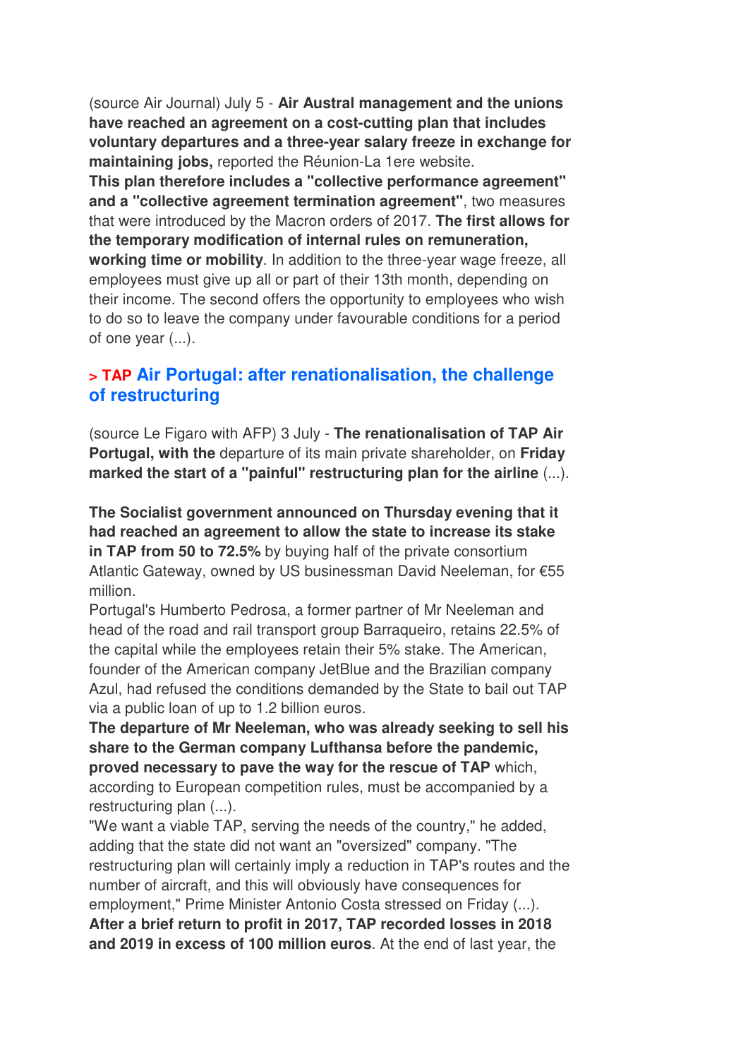(source Air Journal) July 5 - **Air Austral management and the unions have reached an agreement on a cost-cutting plan that includes voluntary departures and a three-year salary freeze in exchange for maintaining jobs,** reported the Réunion-La 1ere website.
**This plan therefore includes a "collective performance agreement" and a "collective agreement termination agreement"**, two measures that were introduced by the Macron orders of 2017. **The first allows for the temporary modification of internal rules on remuneration, working time or mobility**. In addition to the three-year wage freeze, all employees must give up all or part of their 13th month, depending on their income. The second offers the opportunity to employees who wish to do so to leave the company under favourable conditions for a period of one year (...).

## > TAP Air Portugal: after renationalisation, the challenge of restructuring

(source Le Figaro with AFP) 3 July - **The renationalisation of TAP Air Portugal, with the** departure of its main private shareholder, on **Friday marked the start of a "painful" restructuring plan for the airline** (...).

**The Socialist government announced on Thursday evening that it had reached an agreement to allow the state to increase its stake in TAP from 50 to 72.5%** by buying half of the private consortium Atlantic Gateway, owned by US businessman David Neeleman, for €55 million.
Portugal's Humberto Pedrosa, a former partner of Mr Neeleman and head of the road and rail transport group Barraqueiro, retains 22.5% of the capital while the employees retain their 5% stake. The American, founder of the American company JetBlue and the Brazilian company Azul, had refused the conditions demanded by the State to bail out TAP via a public loan of up to 1.2 billion euros.
**The departure of Mr Neeleman, who was already seeking to sell his share to the German company Lufthansa before the pandemic, proved necessary to pave the way for the rescue of TAP** which, according to European competition rules, must be accompanied by a restructuring plan (...).
"We want a viable TAP, serving the needs of the country," he added, adding that the state did not want an "oversized" company. "The restructuring plan will certainly imply a reduction in TAP's routes and the number of aircraft, and this will obviously have consequences for employment," Prime Minister Antonio Costa stressed on Friday (...).
**After a brief return to profit in 2017, TAP recorded losses in 2018 and 2019 in excess of 100 million euros**. At the end of last year, the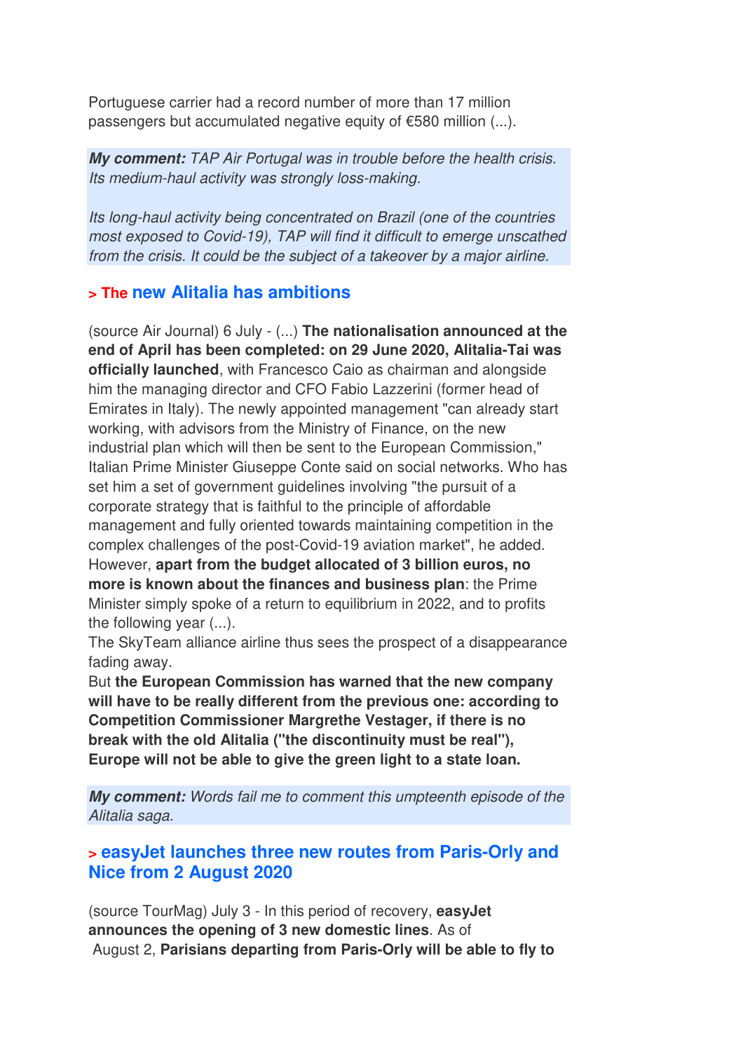Portuguese carrier had a record number of more than 17 million passengers but accumulated negative equity of €580 million (...).

***My comment:*** *TAP Air Portugal was in trouble before the health crisis. Its medium-haul activity was strongly loss-making.*

*Its long-haul activity being concentrated on Brazil (one of the countries most exposed to Covid-19), TAP will find it difficult to emerge unscathed from the crisis. It could be the subject of a takeover by a major airline.*

## > The new Alitalia has ambitions

(source Air Journal) 6 July - (...) **The nationalisation announced at the end of April has been completed: on 29 June 2020, Alitalia-Tai was officially launched**, with Francesco Caio as chairman and alongside him the managing director and CFO Fabio Lazzerini (former head of Emirates in Italy). The newly appointed management "can already start working, with advisors from the Ministry of Finance, on the new industrial plan which will then be sent to the European Commission," Italian Prime Minister Giuseppe Conte said on social networks. Who has set him a set of government guidelines involving "the pursuit of a corporate strategy that is faithful to the principle of affordable management and fully oriented towards maintaining competition in the complex challenges of the post-Covid-19 aviation market", he added. However, **apart from the budget allocated of 3 billion euros, no more is known about the finances and business plan**: the Prime Minister simply spoke of a return to equilibrium in 2022, and to profits the following year (...).
The SkyTeam alliance airline thus sees the prospect of a disappearance fading away.
But **the European Commission has warned that the new company will have to be really different from the previous one: according to Competition Commissioner Margrethe Vestager, if there is no break with the old Alitalia ("the discontinuity must be real"), Europe will not be able to give the green light to a state loan.**

***My comment:*** *Words fail me to comment this umpteenth episode of the Alitalia saga.*

## > easyJet launches three new routes from Paris-Orly and Nice from 2 August 2020

(source TourMag) July 3 - In this period of recovery, **easyJet announces the opening of 3 new domestic lines**. As of August 2, **Parisians departing from Paris-Orly will be able to fly to**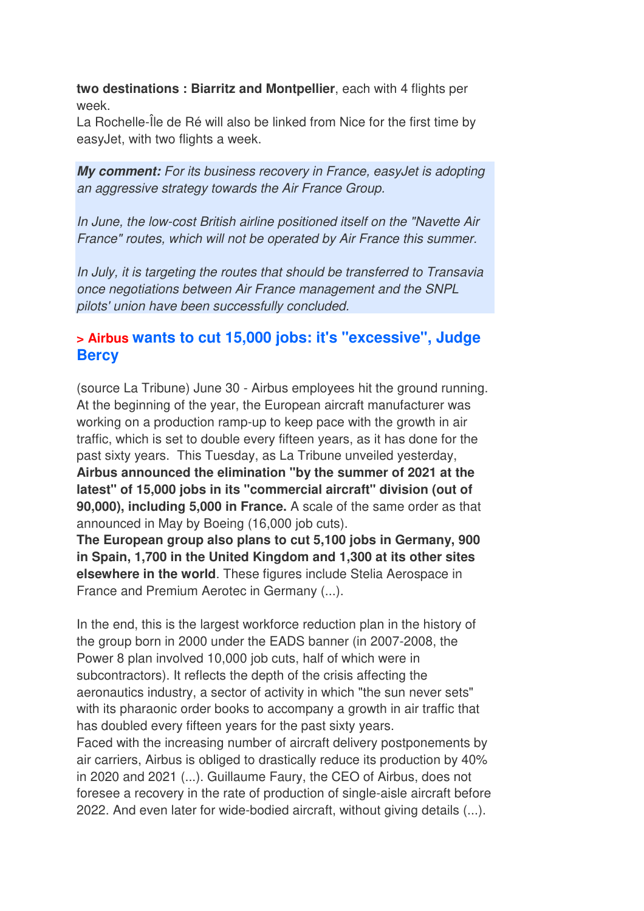**two destinations : Biarritz and Montpellier**, each with 4 flights per week.
La Rochelle-Île de Ré will also be linked from Nice for the first time by easyJet, with two flights a week.

***My comment:*** *For its business recovery in France, easyJet is adopting an aggressive strategy towards the Air France Group.*

*In June, the low-cost British airline positioned itself on the "Navette Air France" routes, which will not be operated by Air France this summer.*

*In July, it is targeting the routes that should be transferred to Transavia once negotiations between Air France management and the SNPL pilots' union have been successfully concluded.*

## > Airbus wants to cut 15,000 jobs: it's "excessive", Judge Bercy

(source La Tribune) June 30 - Airbus employees hit the ground running. At the beginning of the year, the European aircraft manufacturer was working on a production ramp-up to keep pace with the growth in air traffic, which is set to double every fifteen years, as it has done for the past sixty years. This Tuesday, as La Tribune unveiled yesterday, **Airbus announced the elimination "by the summer of 2021 at the latest" of 15,000 jobs in its "commercial aircraft" division (out of 90,000), including 5,000 in France.** A scale of the same order as that announced in May by Boeing (16,000 job cuts).
**The European group also plans to cut 5,100 jobs in Germany, 900 in Spain, 1,700 in the United Kingdom and 1,300 at its other sites elsewhere in the world**. These figures include Stelia Aerospace in France and Premium Aerotec in Germany (...).

In the end, this is the largest workforce reduction plan in the history of the group born in 2000 under the EADS banner (in 2007-2008, the Power 8 plan involved 10,000 job cuts, half of which were in subcontractors). It reflects the depth of the crisis affecting the aeronautics industry, a sector of activity in which "the sun never sets" with its pharaonic order books to accompany a growth in air traffic that has doubled every fifteen years for the past sixty years.
Faced with the increasing number of aircraft delivery postponements by air carriers, Airbus is obliged to drastically reduce its production by 40% in 2020 and 2021 (...). Guillaume Faury, the CEO of Airbus, does not foresee a recovery in the rate of production of single-aisle aircraft before 2022. And even later for wide-bodied aircraft, without giving details (...).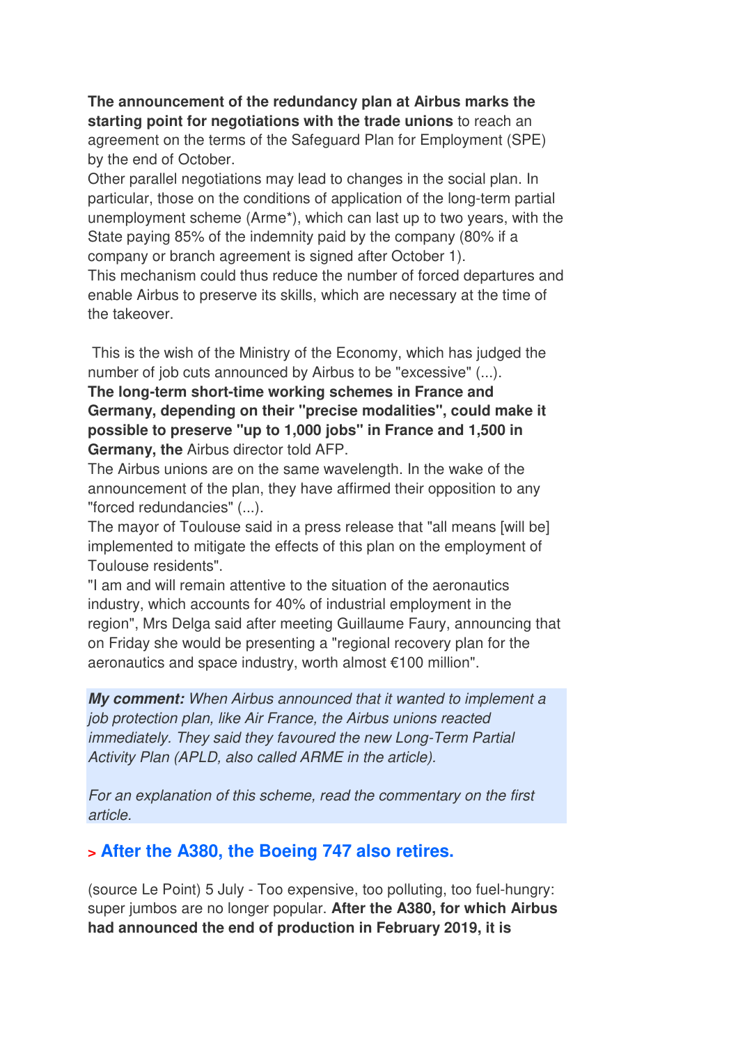**The announcement of the redundancy plan at Airbus marks the starting point for negotiations with the trade unions** to reach an agreement on the terms of the Safeguard Plan for Employment (SPE) by the end of October.

Other parallel negotiations may lead to changes in the social plan. In particular, those on the conditions of application of the long-term partial unemployment scheme (Arme*), which can last up to two years, with the State paying 85% of the indemnity paid by the company (80% if a company or branch agreement is signed after October 1).

This mechanism could thus reduce the number of forced departures and enable Airbus to preserve its skills, which are necessary at the time of the takeover.

This is the wish of the Ministry of the Economy, which has judged the number of job cuts announced by Airbus to be "excessive" (...).

**The long-term short-time working schemes in France and Germany, depending on their "precise modalities", could make it possible to preserve "up to 1,000 jobs" in France and 1,500 in Germany, the** Airbus director told AFP.

The Airbus unions are on the same wavelength. In the wake of the announcement of the plan, they have affirmed their opposition to any "forced redundancies" (...).

The mayor of Toulouse said in a press release that "all means [will be] implemented to mitigate the effects of this plan on the employment of Toulouse residents".

"I am and will remain attentive to the situation of the aeronautics industry, which accounts for 40% of industrial employment in the region", Mrs Delga said after meeting Guillaume Faury, announcing that on Friday she would be presenting a "regional recovery plan for the aeronautics and space industry, worth almost €100 million".

***My comment:*** *When Airbus announced that it wanted to implement a job protection plan, like Air France, the Airbus unions reacted immediately. They said they favoured the new Long-Term Partial Activity Plan (APLD, also called ARME in the article).*

*For an explanation of this scheme, read the commentary on the first article.*

## > After the A380, the Boeing 747 also retires.

(source Le Point) 5 July - Too expensive, too polluting, too fuel-hungry: super jumbos are no longer popular. **After the A380, for which Airbus had announced the end of production in February 2019, it is**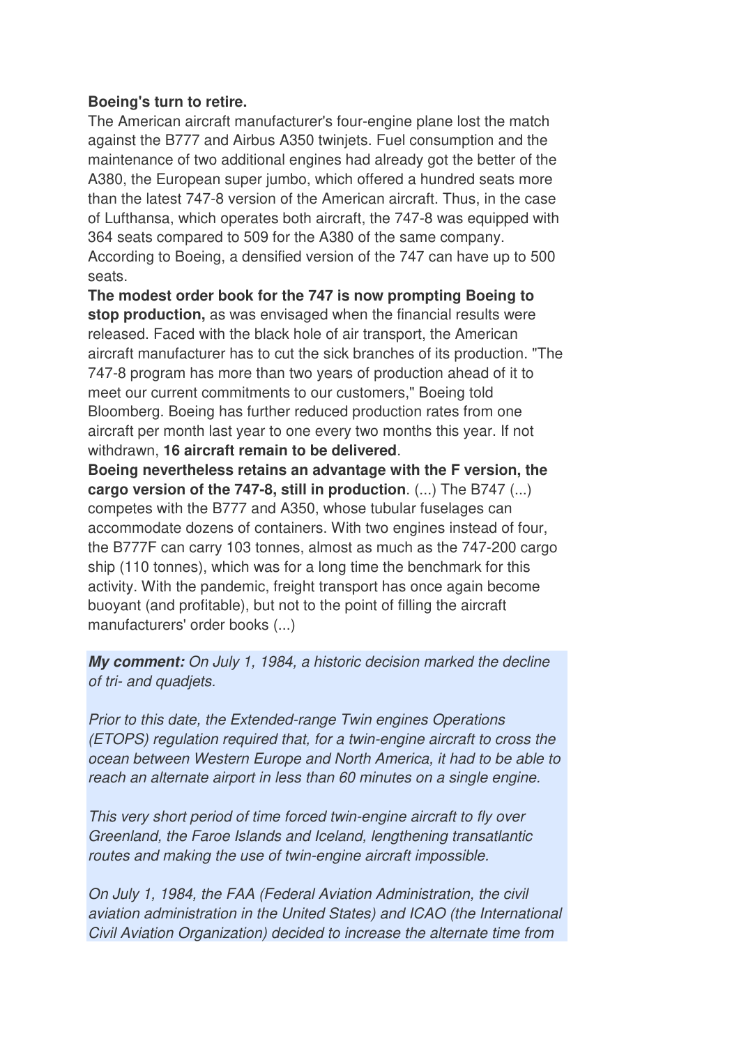**Boeing's turn to retire.**

The American aircraft manufacturer's four-engine plane lost the match against the B777 and Airbus A350 twinjets. Fuel consumption and the maintenance of two additional engines had already got the better of the A380, the European super jumbo, which offered a hundred seats more than the latest 747-8 version of the American aircraft. Thus, in the case of Lufthansa, which operates both aircraft, the 747-8 was equipped with 364 seats compared to 509 for the A380 of the same company. According to Boeing, a densified version of the 747 can have up to 500 seats.

**The modest order book for the 747 is now prompting Boeing to stop production,** as was envisaged when the financial results were released. Faced with the black hole of air transport, the American aircraft manufacturer has to cut the sick branches of its production. "The 747-8 program has more than two years of production ahead of it to meet our current commitments to our customers," Boeing told Bloomberg. Boeing has further reduced production rates from one aircraft per month last year to one every two months this year. If not withdrawn, **16 aircraft remain to be delivered**.

**Boeing nevertheless retains an advantage with the F version, the cargo version of the 747-8, still in production**. (...) The B747 (...) competes with the B777 and A350, whose tubular fuselages can accommodate dozens of containers. With two engines instead of four, the B777F can carry 103 tonnes, almost as much as the 747-200 cargo ship (110 tonnes), which was for a long time the benchmark for this activity. With the pandemic, freight transport has once again become buoyant (and profitable), but not to the point of filling the aircraft manufacturers' order books (...)

***My comment:*** *On July 1, 1984, a historic decision marked the decline of tri- and quadjets.*

*Prior to this date, the Extended-range Twin engines Operations (ETOPS) regulation required that, for a twin-engine aircraft to cross the ocean between Western Europe and North America, it had to be able to reach an alternate airport in less than 60 minutes on a single engine.*

*This very short period of time forced twin-engine aircraft to fly over Greenland, the Faroe Islands and Iceland, lengthening transatlantic routes and making the use of twin-engine aircraft impossible.*

*On July 1, 1984, the FAA (Federal Aviation Administration, the civil aviation administration in the United States) and ICAO (the International Civil Aviation Organization) decided to increase the alternate time from*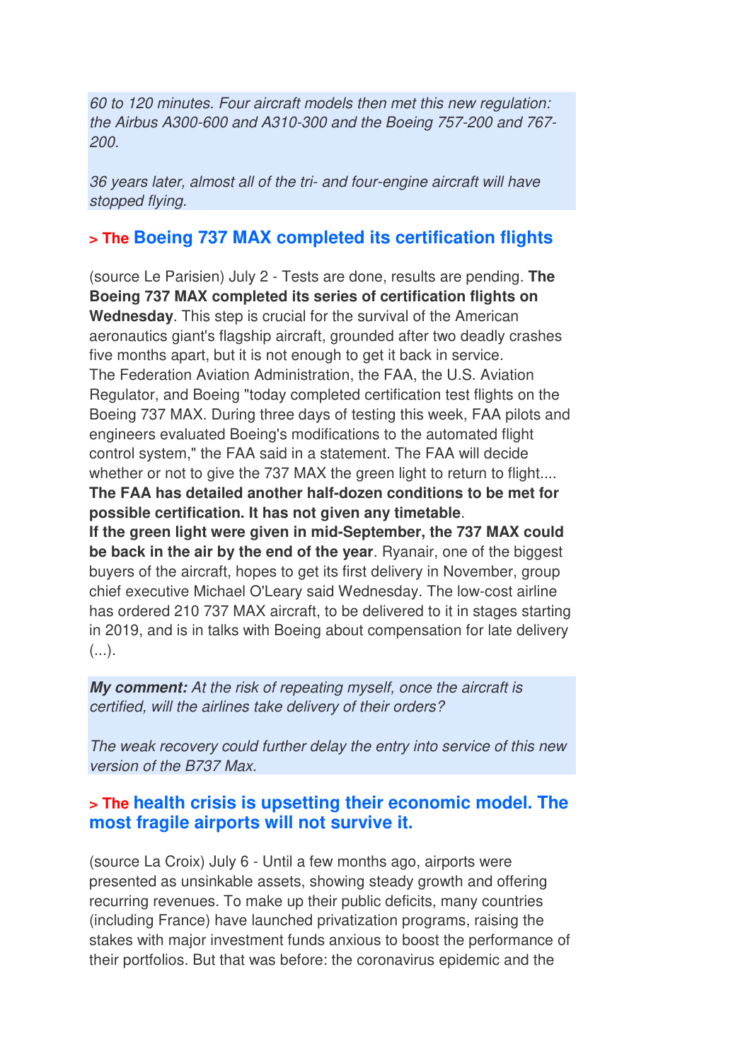*60 to 120 minutes. Four aircraft models then met this new regulation: the Airbus A300-600 and A310-300 and the Boeing 757-200 and 767-200.*

*36 years later, almost all of the tri- and four-engine aircraft will have stopped flying.*

## > The Boeing 737 MAX completed its certification flights

(source Le Parisien) July 2 - Tests are done, results are pending. **The Boeing 737 MAX completed its series of certification flights on Wednesday**. This step is crucial for the survival of the American aeronautics giant's flagship aircraft, grounded after two deadly crashes five months apart, but it is not enough to get it back in service.
The Federation Aviation Administration, the FAA, the U.S. Aviation Regulator, and Boeing "today completed certification test flights on the Boeing 737 MAX. During three days of testing this week, FAA pilots and engineers evaluated Boeing's modifications to the automated flight control system," the FAA said in a statement. The FAA will decide whether or not to give the 737 MAX the green light to return to flight....
**The FAA has detailed another half-dozen conditions to be met for possible certification. It has not given any timetable**.
**If the green light were given in mid-September, the 737 MAX could be back in the air by the end of the year**. Ryanair, one of the biggest buyers of the aircraft, hopes to get its first delivery in November, group chief executive Michael O'Leary said Wednesday. The low-cost airline has ordered 210 737 MAX aircraft, to be delivered to it in stages starting in 2019, and is in talks with Boeing about compensation for late delivery (...).

***My comment:*** *At the risk of repeating myself, once the aircraft is certified, will the airlines take delivery of their orders?*

*The weak recovery could further delay the entry into service of this new version of the B737 Max.*

## > The health crisis is upsetting their economic model. The most fragile airports will not survive it.

(source La Croix) July 6 - Until a few months ago, airports were presented as unsinkable assets, showing steady growth and offering recurring revenues. To make up their public deficits, many countries (including France) have launched privatization programs, raising the stakes with major investment funds anxious to boost the performance of their portfolios. But that was before: the coronavirus epidemic and the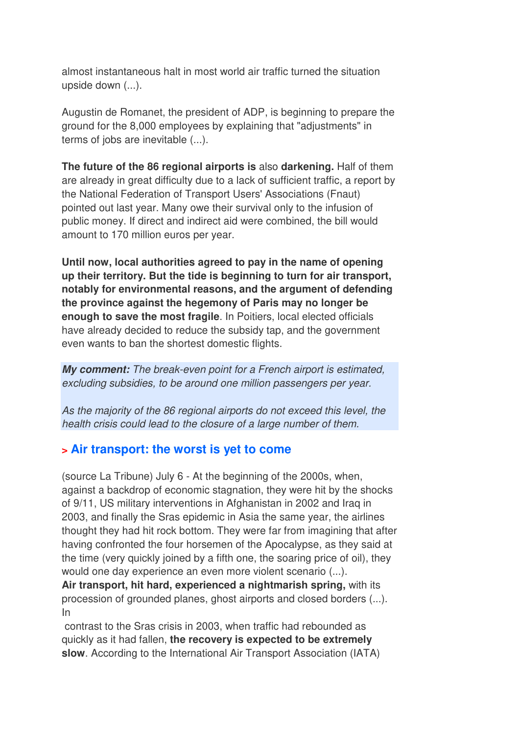almost instantaneous halt in most world air traffic turned the situation upside down (...).

Augustin de Romanet, the president of ADP, is beginning to prepare the ground for the 8,000 employees by explaining that "adjustments" in terms of jobs are inevitable (...).

**The future of the 86 regional airports is** also **darkening.** Half of them are already in great difficulty due to a lack of sufficient traffic, a report by the National Federation of Transport Users' Associations (Fnaut) pointed out last year. Many owe their survival only to the infusion of public money. If direct and indirect aid were combined, the bill would amount to 170 million euros per year.

**Until now, local authorities agreed to pay in the name of opening up their territory. But the tide is beginning to turn for air transport, notably for environmental reasons, and the argument of defending the province against the hegemony of Paris may no longer be enough to save the most fragile**. In Poitiers, local elected officials have already decided to reduce the subsidy tap, and the government even wants to ban the shortest domestic flights.

***My comment:*** *The break-even point for a French airport is estimated, excluding subsidies, to be around one million passengers per year.*

*As the majority of the 86 regional airports do not exceed this level, the health crisis could lead to the closure of a large number of them.*

## > Air transport: the worst is yet to come

(source La Tribune) July 6 - At the beginning of the 2000s, when, against a backdrop of economic stagnation, they were hit by the shocks of 9/11, US military interventions in Afghanistan in 2002 and Iraq in 2003, and finally the Sras epidemic in Asia the same year, the airlines thought they had hit rock bottom. They were far from imagining that after having confronted the four horsemen of the Apocalypse, as they said at the time (very quickly joined by a fifth one, the soaring price of oil), they would one day experience an even more violent scenario (...).
**Air transport, hit hard, experienced a nightmarish spring,** with its procession of grounded planes, ghost airports and closed borders (...). In contrast to the Sras crisis in 2003, when traffic had rebounded as quickly as it had fallen, **the recovery is expected to be extremely slow**. According to the International Air Transport Association (IATA)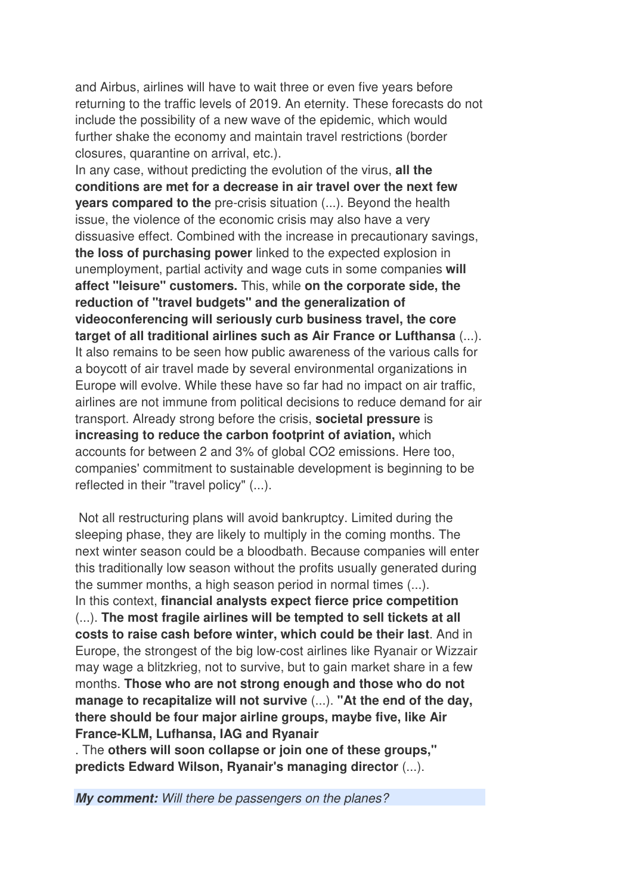and Airbus, airlines will have to wait three or even five years before returning to the traffic levels of 2019. An eternity. These forecasts do not include the possibility of a new wave of the epidemic, which would further shake the economy and maintain travel restrictions (border closures, quarantine on arrival, etc.).

In any case, without predicting the evolution of the virus, **all the conditions are met for a decrease in air travel over the next few years compared to the** pre-crisis situation (...). Beyond the health issue, the violence of the economic crisis may also have a very dissuasive effect. Combined with the increase in precautionary savings, **the loss of purchasing power** linked to the expected explosion in unemployment, partial activity and wage cuts in some companies **will affect "leisure" customers.** This, while **on the corporate side, the reduction of "travel budgets" and the generalization of videoconferencing will seriously curb business travel, the core target of all traditional airlines such as Air France or Lufthansa** (...). It also remains to be seen how public awareness of the various calls for a boycott of air travel made by several environmental organizations in Europe will evolve. While these have so far had no impact on air traffic, airlines are not immune from political decisions to reduce demand for air transport. Already strong before the crisis, **societal pressure** is **increasing to reduce the carbon footprint of aviation,** which accounts for between 2 and 3% of global $CO_2$ emissions. Here too, companies' commitment to sustainable development is beginning to be reflected in their "travel policy" (...).

Not all restructuring plans will avoid bankruptcy. Limited during the sleeping phase, they are likely to multiply in the coming months. The next winter season could be a bloodbath. Because companies will enter this traditionally low season without the profits usually generated during the summer months, a high season period in normal times (...).

In this context, **financial analysts expect fierce price competition** (...). **The most fragile airlines will be tempted to sell tickets at all costs to raise cash before winter, which could be their last**. And in Europe, the strongest of the big low-cost airlines like Ryanair or Wizzair may wage a blitzkrieg, not to survive, but to gain market share in a few months. **Those who are not strong enough and those who do not manage to recapitalize will not survive** (...). **"At the end of the day, there should be four major airline groups, maybe five, like Air France-KLM, Lufhansa, IAG and Ryanair**

. The **others will soon collapse or join one of these groups," predicts Edward Wilson, Ryanair's managing director** (...).

***My comment:*** *Will there be passengers on the planes?*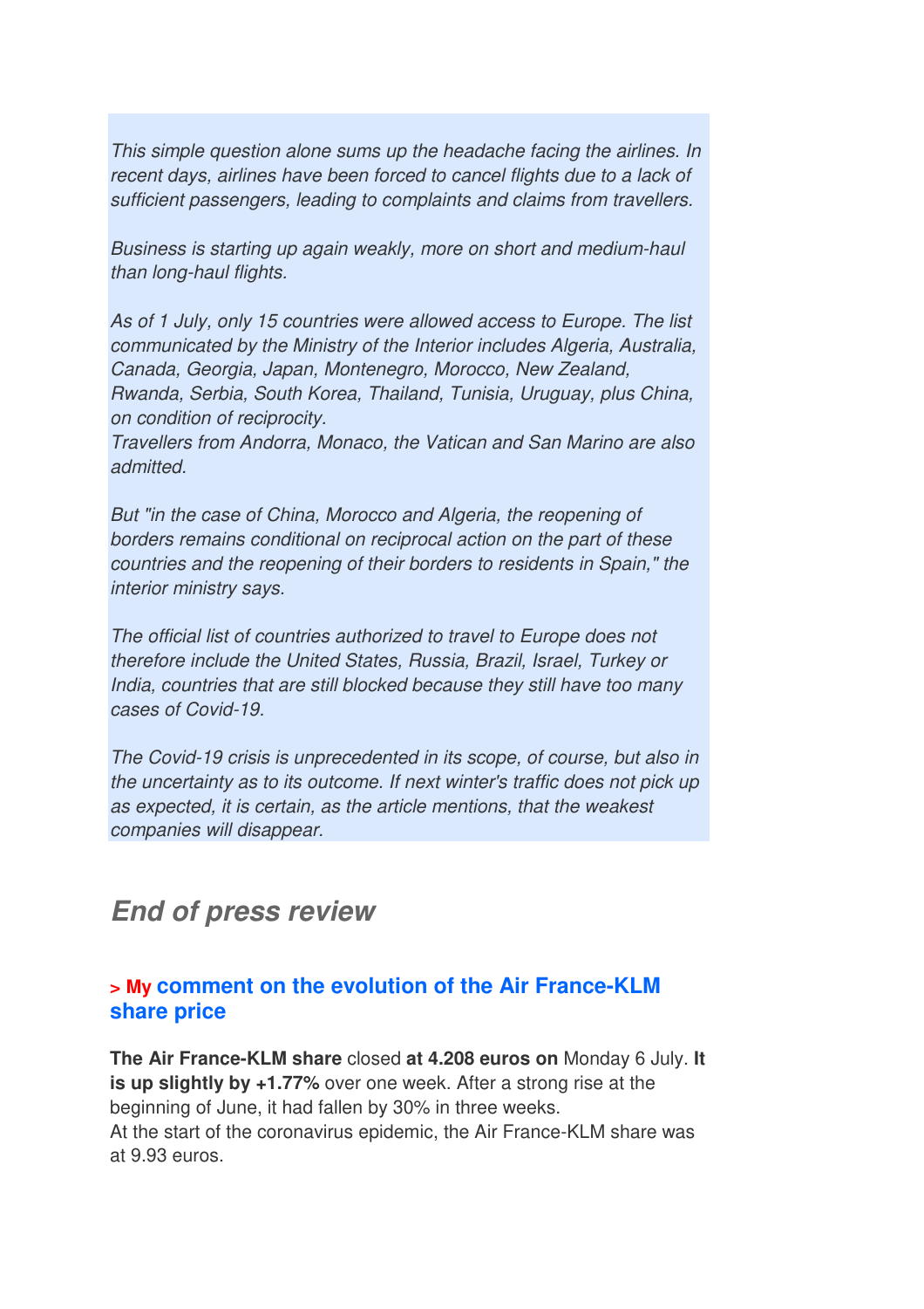*This simple question alone sums up the headache facing the airlines. In recent days, airlines have been forced to cancel flights due to a lack of sufficient passengers, leading to complaints and claims from travellers.*

*Business is starting up again weakly, more on short and medium-haul than long-haul flights.*

*As of 1 July, only 15 countries were allowed access to Europe. The list communicated by the Ministry of the Interior includes Algeria, Australia, Canada, Georgia, Japan, Montenegro, Morocco, New Zealand, Rwanda, Serbia, South Korea, Thailand, Tunisia, Uruguay, plus China, on condition of reciprocity.*
*Travellers from Andorra, Monaco, the Vatican and San Marino are also admitted.*

*But "in the case of China, Morocco and Algeria, the reopening of borders remains conditional on reciprocal action on the part of these countries and the reopening of their borders to residents in Spain," the interior ministry says.*

*The official list of countries authorized to travel to Europe does not therefore include the United States, Russia, Brazil, Israel, Turkey or India, countries that are still blocked because they still have too many cases of Covid-19.*

*The Covid-19 crisis is unprecedented in its scope, of course, but also in the uncertainty as to its outcome. If next winter's traffic does not pick up as expected, it is certain, as the article mentions, that the weakest companies will disappear.*

## *End of press review*

### > My comment on the evolution of the Air France-KLM share price

**The Air France-KLM share** closed **at 4.208 euros on** Monday 6 July. **It is up slightly by +1.77%** over one week. After a strong rise at the beginning of June, it had fallen by 30% in three weeks.
At the start of the coronavirus epidemic, the Air France-KLM share was at 9.93 euros.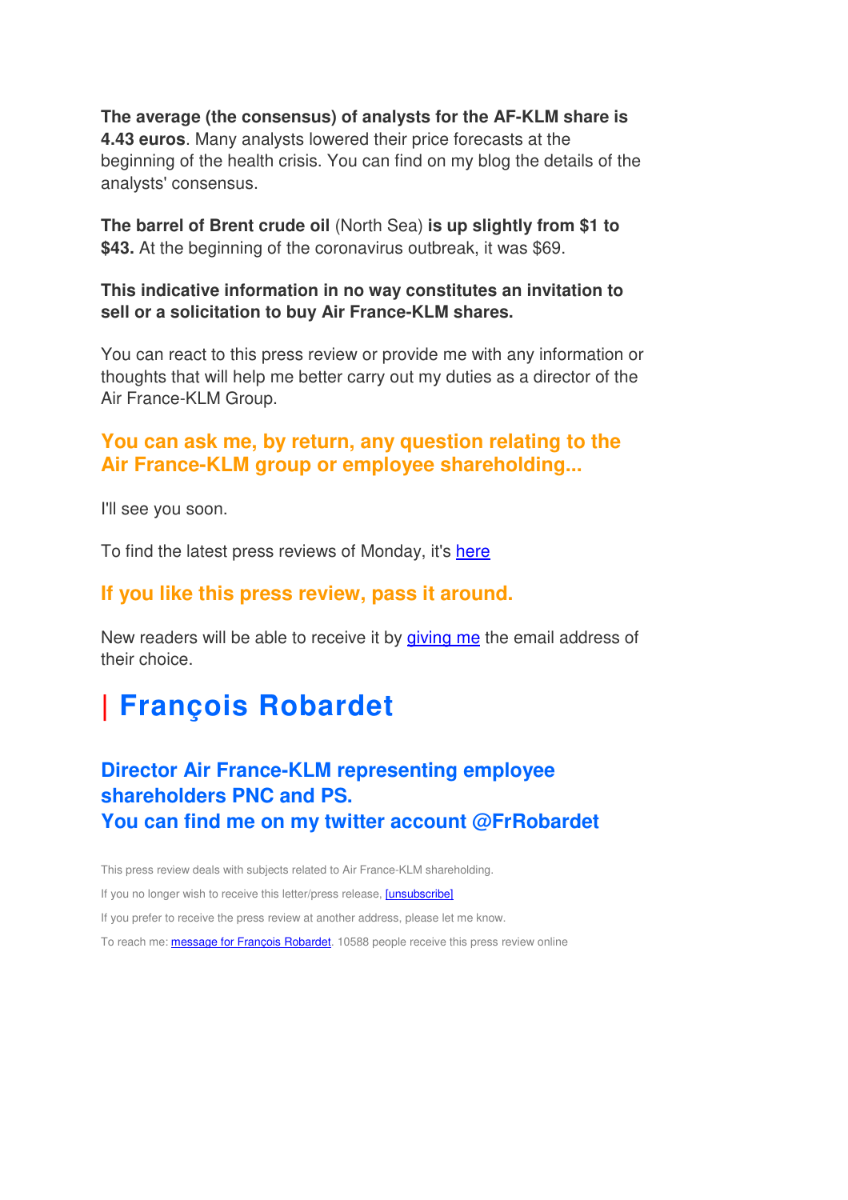**The average (the consensus) of analysts for the AF-KLM share is 4.43 euros**. Many analysts lowered their price forecasts at the beginning of the health crisis. You can find on my blog the details of the analysts' consensus.

**The barrel of Brent crude oil** (North Sea) **is up slightly from $1 to $43.** At the beginning of the coronavirus outbreak, it was $69.

**This indicative information in no way constitutes an invitation to sell or a solicitation to buy Air France-KLM shares.**

You can react to this press review or provide me with any information or thoughts that will help me better carry out my duties as a director of the Air France-KLM Group.

### You can ask me, by return, any question relating to the Air France-KLM group or employee shareholding...

I'll see you soon.

To find the latest press reviews of Monday, it's [here]()

### If you like this press review, pass it around.

New readers will be able to receive it by [giving me]() the email address of their choice.

# | François Robardet

### Director Air France-KLM representing employee shareholders PNC and PS.
### You can find me on my twitter account @FrRobardet

This press review deals with subjects related to Air France-KLM shareholding.

If you no longer wish to receive this letter/press release, [unsubscribe]

If you prefer to receive the press review at another address, please let me know.

To reach me: [message for François Robardet](). 10588 people receive this press review online